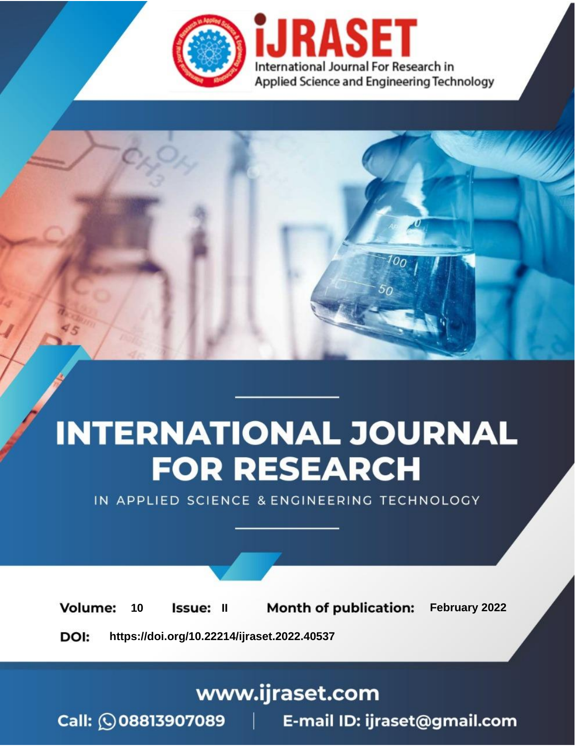# iJRASET

International Journal For Research in Applied Science and Engineering Technology

# INTERNATIONAL JOURNAL FOR RESEARCH

IN APPLIED SCIENCE & ENGINEERING TECHNOLOGY

**Volume:** 10 **Issue:** II **Month of publication:** February 2022

**DOI:** https://doi.org/10.22214/ijraset.2022.40537

www.ijraset.com

Call: 08813907089 | E-mail ID: ijraset@gmail.com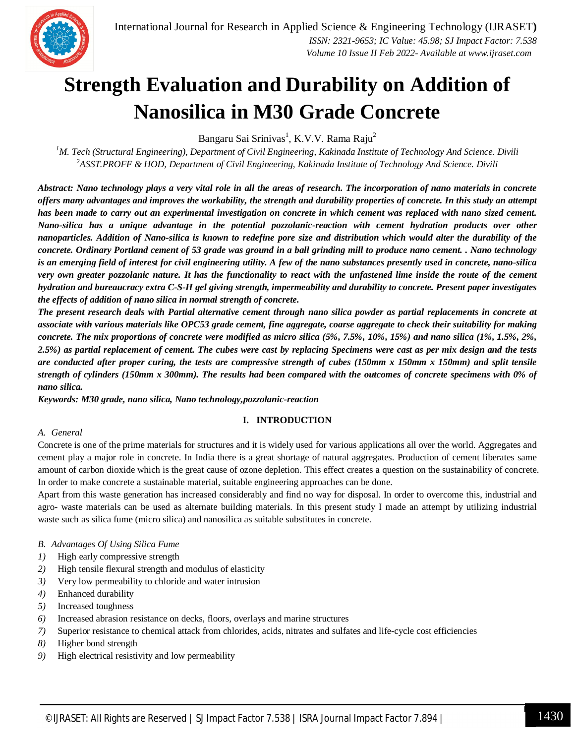# Strength Evaluation and Durability on Addition of Nanosilica in M30 Grade Concrete

Bangaru Sai Srinivas[1], K.V.V. Rama Raju[2]

*[1]M. Tech (Structural Engineering), Department of Civil Engineering, Kakinada Institute of Technology And Science. Divili*
*[2]ASST.PROFF & HOD, Department of Civil Engineering, Kakinada Institute of Technology And Science. Divili*

***Abstract:** Nano technology plays a very vital role in all the areas of research. The incorporation of nano materials in concrete offers many advantages and improves the workability, the strength and durability properties of concrete. In this study an attempt has been made to carry out an experimental investigation on concrete in which cement was replaced with nano sized cement. Nano-silica has a unique advantage in the potential pozzolanic-reaction with cement hydration products over other nanoparticles. Addition of Nano-silica is known to redefine pore size and distribution which would alter the durability of the concrete. Ordinary Portland cement of 53 grade was ground in a ball grinding mill to produce nano cement. . Nano technology is an emerging field of interest for civil engineering utility. A few of the nano substances presently used in concrete, nano-silica very own greater pozzolanic nature. It has the functionality to react with the unfastened lime inside the route of the cement hydration and bureaucracy extra C-S-H gel giving strength, impermeability and durability to concrete. Present paper investigates the effects of addition of nano silica in normal strength of concrete.*

***The present research deals with Partial alternative cement through nano silica powder as partial replacements in concrete at associate with various materials like OPC53 grade cement, fine aggregate, coarse aggregate to check their suitability for making concrete. The mix proportions of concrete were modified as micro silica (5%, 7.5%, 10%, 15%) and nano silica (1%, 1.5%, 2%, 2.5%) as partial replacement of cement. The cubes were cast by replacing Specimens were cast as per mix design and the tests are conducted after proper curing, the tests are compressive strength of cubes (150mm x 150mm x 150mm) and split tensile strength of cylinders (150mm x 300mm). The results had been compared with the outcomes of concrete specimens with 0% of nano silica.***

***Keywords: M30 grade, nano silica, Nano technology,pozzolanic-reaction***

## I. INTRODUCTION

### *A. General*

Concrete is one of the prime materials for structures and it is widely used for various applications all over the world. Aggregates and cement play a major role in concrete. In India there is a great shortage of natural aggregates. Production of cement liberates same amount of carbon dioxide which is the great cause of ozone depletion. This effect creates a question on the sustainability of concrete. In order to make concrete a sustainable material, suitable engineering approaches can be done.

Apart from this waste generation has increased considerably and find no way for disposal. In order to overcome this, industrial and agro- waste materials can be used as alternate building materials. In this present study I made an attempt by utilizing industrial waste such as silica fume (micro silica) and nanosilica as suitable substitutes in concrete.

### *B. Advantages Of Using Silica Fume*

1) High early compressive strength
2) High tensile flexural strength and modulus of elasticity
3) Very low permeability to chloride and water intrusion
4) Enhanced durability
5) Increased toughness
6) Increased abrasion resistance on decks, floors, overlays and marine structures
7) Superior resistance to chemical attack from chlorides, acids, nitrates and sulfates and life-cycle cost efficiencies
8) Higher bond strength
9) High electrical resistivity and low permeability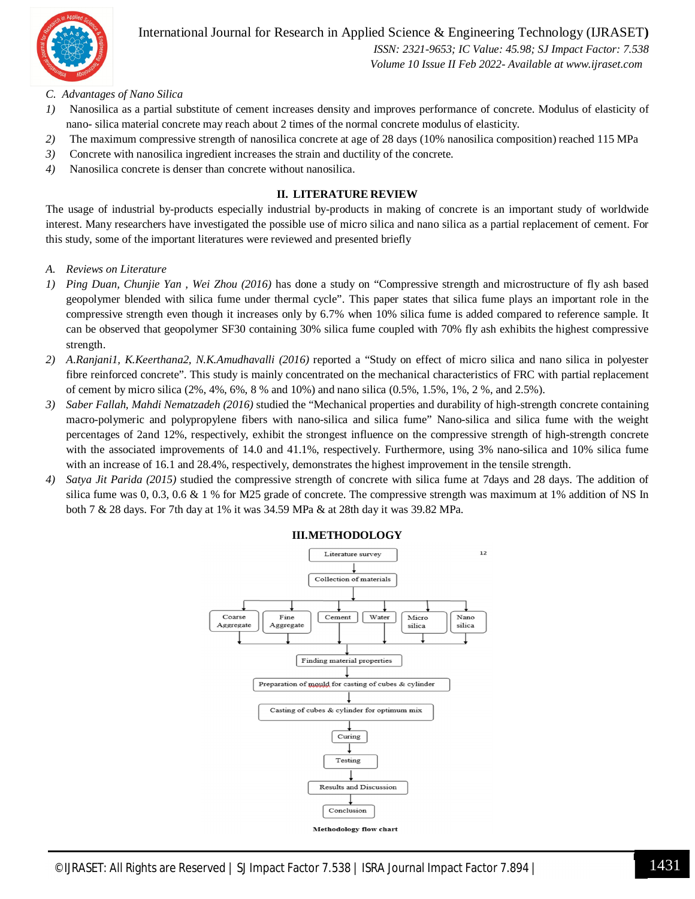*C. Advantages of Nano Silica*

1) Nanosilica as a partial substitute of cement increases density and improves performance of concrete. Modulus of elasticity of nano- silica material concrete may reach about 2 times of the normal concrete modulus of elasticity.
2) The maximum compressive strength of nanosilica concrete at age of 28 days (10% nanosilica composition) reached 115 MPa
3) Concrete with nanosilica ingredient increases the strain and ductility of the concrete.
4) Nanosilica concrete is denser than concrete without nanosilica.

## II. LITERATURE REVIEW

The usage of industrial by-products especially industrial by-products in making of concrete is an important study of worldwide interest. Many researchers have investigated the possible use of micro silica and nano silica as a partial replacement of cement. For this study, some of the important literatures were reviewed and presented briefly

*A. Reviews on Literature*

1) *Ping Duan, Chunjie Yan , Wei Zhou (2016)* has done a study on "Compressive strength and microstructure of fly ash based geopolymer blended with silica fume under thermal cycle". This paper states that silica fume plays an important role in the compressive strength even though it increases only by 6.7% when 10% silica fume is added compared to reference sample. It can be observed that geopolymer SF30 containing 30% silica fume coupled with 70% fly ash exhibits the highest compressive strength.
2) *A.Ranjani1, K.Keerthana2, N.K.Amudhavalli (2016)* reported a "Study on effect of micro silica and nano silica in polyester fibre reinforced concrete". This study is mainly concentrated on the mechanical characteristics of FRC with partial replacement of cement by micro silica (2%, 4%, 6%, 8 % and 10%) and nano silica (0.5%, 1.5%, 1%, 2 %, and 2.5%).
3) *Saber Fallah, Mahdi Nematzadeh (2016)* studied the "Mechanical properties and durability of high-strength concrete containing macro-polymeric and polypropylene fibers with nano-silica and silica fume" Nano-silica and silica fume with the weight percentages of 2and 12%, respectively, exhibit the strongest influence on the compressive strength of high-strength concrete with the associated improvements of 14.0 and 41.1%, respectively. Furthermore, using 3% nano-silica and 10% silica fume with an increase of 16.1 and 28.4%, respectively, demonstrates the highest improvement in the tensile strength.
4) *Satya Jit Parida (2015)* studied the compressive strength of concrete with silica fume at 7days and 28 days. The addition of silica fume was 0, 0.3, 0.6 & 1 % for M25 grade of concrete. The compressive strength was maximum at 1% addition of NS In both 7 & 28 days. For 7th day at 1% it was 34.59 MPa & at 28th day it was 39.82 MPa.

## III.METHODOLOGY

Literature survey → Collection of materials → Coarse Aggregate / Fine Aggregate / Cement / Water / Micro silica / Nano silica → Finding material properties → Preparation of mould for casting of cubes & cylinder → Casting of cubes & cylinder for optimum mix → Curing → Testing → Results and Discussion → Conclusion

**Methodology flow chart**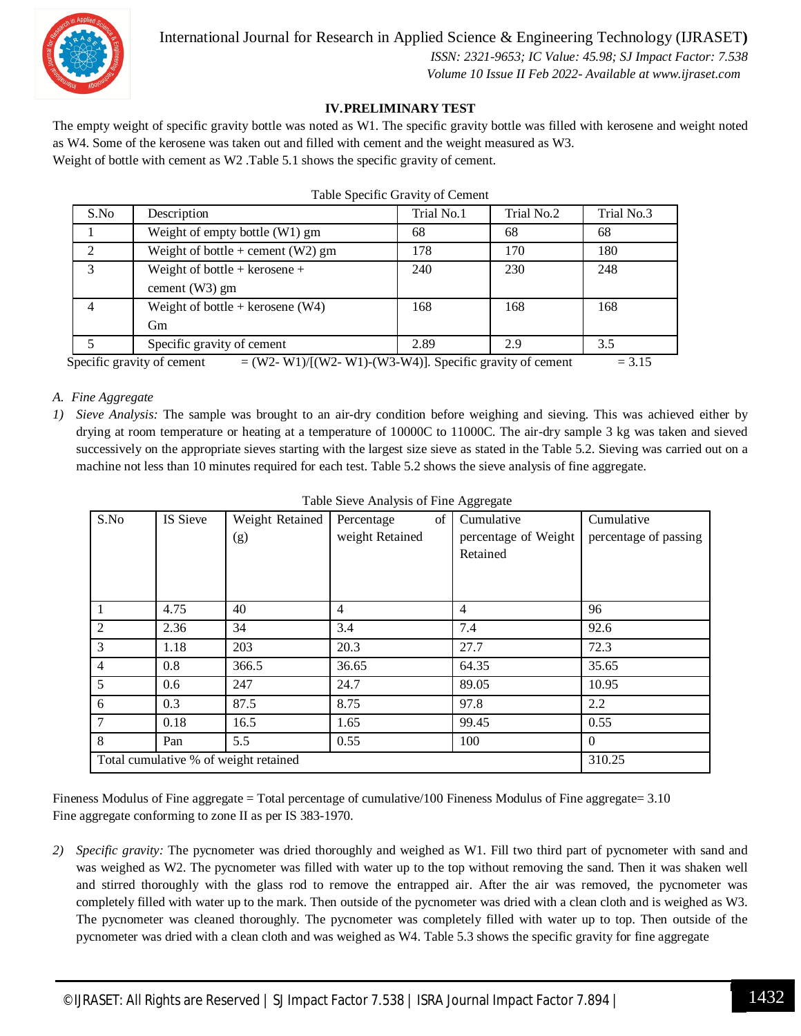## IV. PRELIMINARY TEST

The empty weight of specific gravity bottle was noted as W1. The specific gravity bottle was filled with kerosene and weight noted as W4. Some of the kerosene was taken out and filled with cement and the weight measured as W3.
Weight of bottle with cement as W2 .Table 5.1 shows the specific gravity of cement.

Table Specific Gravity of Cement

| S.No | Description | Trial No.1 | Trial No.2 | Trial No.3 |
|---|---|---|---|---|
| 1 | Weight of empty bottle (W1) gm | 68 | 68 | 68 |
| 2 | Weight of bottle + cement (W2) gm | 178 | 170 | 180 |
| 3 | Weight of bottle + kerosene + cement (W3) gm | 240 | 230 | 248 |
| 4 | Weight of bottle + kerosene (W4) Gm | 168 | 168 | 168 |
| 5 | Specific gravity of cement | 2.89 | 2.9 | 3.5 |

Specific gravity of cement = (W2- W1)/[(W2- W1)-(W3-W4)]. Specific gravity of cement = 3.15

*A. Fine Aggregate*

1) *Sieve Analysis:* The sample was brought to an air-dry condition before weighing and sieving. This was achieved either by drying at room temperature or heating at a temperature of 10000C to 11000C. The air-dry sample 3 kg was taken and sieved successively on the appropriate sieves starting with the largest size sieve as stated in the Table 5.2. Sieving was carried out on a machine not less than 10 minutes required for each test. Table 5.2 shows the sieve analysis of fine aggregate.

Table Sieve Analysis of Fine Aggregate

| S.No | IS Sieve | Weight Retained (g) | Percentage of weight Retained | Cumulative percentage of Weight Retained | Cumulative percentage of passing |
|---|---|---|---|---|---|
| 1 | 4.75 | 40 | 4 | 4 | 96 |
| 2 | 2.36 | 34 | 3.4 | 7.4 | 92.6 |
| 3 | 1.18 | 203 | 20.3 | 27.7 | 72.3 |
| 4 | 0.8 | 366.5 | 36.65 | 64.35 | 35.65 |
| 5 | 0.6 | 247 | 24.7 | 89.05 | 10.95 |
| 6 | 0.3 | 87.5 | 8.75 | 97.8 | 2.2 |
| 7 | 0.18 | 16.5 | 1.65 | 99.45 | 0.55 |
| 8 | Pan | 5.5 | 0.55 | 100 | 0 |
| Total cumulative % of weight retained | | | | | 310.25 |

Fineness Modulus of Fine aggregate = Total percentage of cumulative/100 Fineness Modulus of Fine aggregate= 3.10
Fine aggregate conforming to zone II as per IS 383-1970.

2) *Specific gravity:* The pycnometer was dried thoroughly and weighed as W1. Fill two third part of pycnometer with sand and was weighed as W2. The pycnometer was filled with water up to the top without removing the sand. Then it was shaken well and stirred thoroughly with the glass rod to remove the entrapped air. After the air was removed, the pycnometer was completely filled with water up to the mark. Then outside of the pycnometer was dried with a clean cloth and is weighed as W3. The pycnometer was cleaned thoroughly. The pycnometer was completely filled with water up to top. Then outside of the pycnometer was dried with a clean cloth and was weighed as W4. Table 5.3 shows the specific gravity for fine aggregate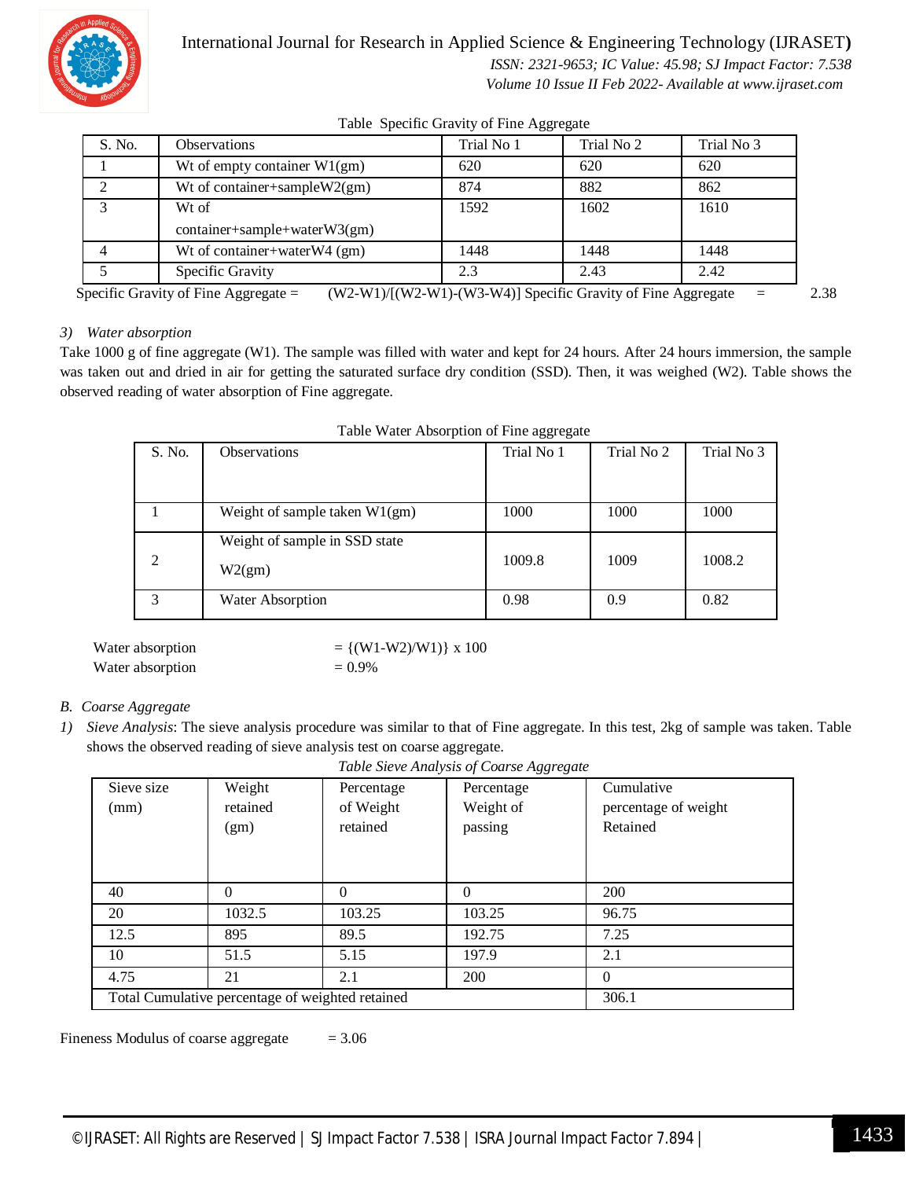Table  Specific Gravity of Fine Aggregate

| S. No. | Observations | Trial No 1 | Trial No 2 | Trial No 3 |
|---|---|---|---|---|
| 1 | Wt of empty container W1(gm) | 620 | 620 | 620 |
| 2 | Wt of container+sampleW2(gm) | 874 | 882 | 862 |
| 3 | Wt of container+sample+waterW3(gm) | 1592 | 1602 | 1610 |
| 4 | Wt of container+waterW4 (gm) | 1448 | 1448 | 1448 |
| 5 | Specific Gravity | 2.3 | 2.43 | 2.42 |

Specific Gravity of Fine Aggregate = (W2-W1)/[(W2-W1)-(W3-W4)] Specific Gravity of Fine Aggregate = 2.38

*3) Water absorption*

Take 1000 g of fine aggregate (W1). The sample was filled with water and kept for 24 hours. After 24 hours immersion, the sample was taken out and dried in air for getting the saturated surface dry condition (SSD). Then, it was weighed (W2). Table shows the observed reading of water absorption of Fine aggregate.

Table Water Absorption of Fine aggregate

| S. No. | Observations | Trial No 1 | Trial No 2 | Trial No 3 |
|---|---|---|---|---|
| 1 | Weight of sample taken W1(gm) | 1000 | 1000 | 1000 |
| 2 | Weight of sample in SSD state W2(gm) | 1009.8 | 1009 | 1008.2 |
| 3 | Water Absorption | 0.98 | 0.9 | 0.82 |

Water absorption = {(W1-W2)/W1)} x 100

Water absorption = 0.9%

*B. Coarse Aggregate*

1) *Sieve Analysis*: The sieve analysis procedure was similar to that of Fine aggregate. In this test, 2kg of sample was taken. Table shows the observed reading of sieve analysis test on coarse aggregate.

*Table Sieve Analysis of Coarse Aggregate*

| Sieve size (mm) | Weight retained (gm) | Percentage of Weight retained | Percentage Weight of passing | Cumulative percentage of weight Retained |
|---|---|---|---|---|
| 40 | 0 | 0 | 0 | 200 |
| 20 | 1032.5 | 103.25 | 103.25 | 96.75 |
| 12.5 | 895 | 89.5 | 192.75 | 7.25 |
| 10 | 51.5 | 5.15 | 197.9 | 2.1 |
| 4.75 | 21 | 2.1 | 200 | 0 |
| Total Cumulative percentage of weighted retained | | | | 306.1 |

Fineness Modulus of coarse aggregate = 3.06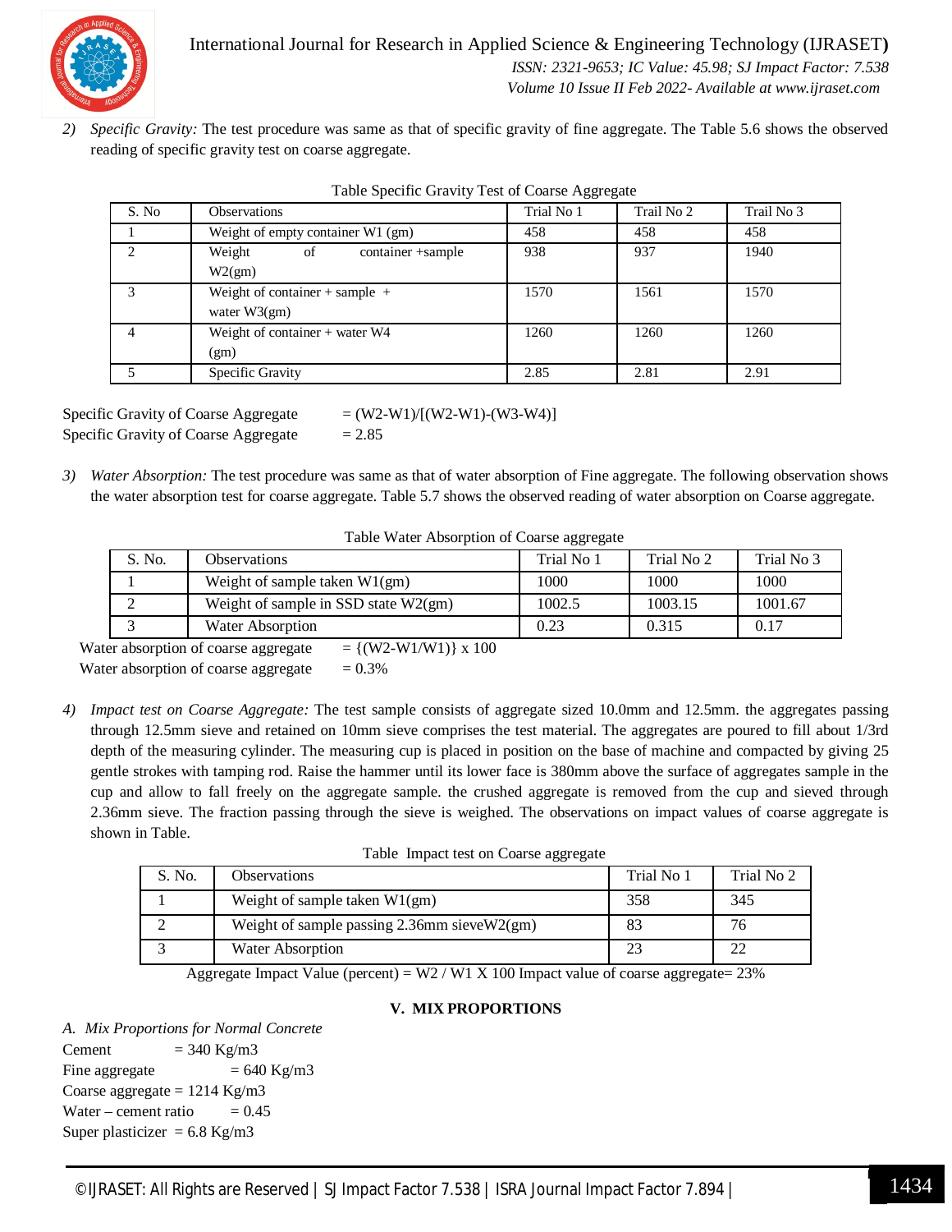2) *Specific Gravity:* The test procedure was same as that of specific gravity of fine aggregate. The Table 5.6 shows the observed reading of specific gravity test on coarse aggregate.

Table Specific Gravity Test of Coarse Aggregate

| S. No | Observations | Trial No 1 | Trail No 2 | Trail No 3 |
|---|---|---|---|---|
| 1 | Weight of empty container W1 (gm) | 458 | 458 | 458 |
| 2 | Weight of container +sample W2(gm) | 938 | 937 | 1940 |
| 3 | Weight of container + sample + water W3(gm) | 1570 | 1561 | 1570 |
| 4 | Weight of container + water W4 (gm) | 1260 | 1260 | 1260 |
| 5 | Specific Gravity | 2.85 | 2.81 | 2.91 |

Specific Gravity of Coarse Aggregate = (W2-W1)/[(W2-W1)-(W3-W4)]
Specific Gravity of Coarse Aggregate = 2.85

3) *Water Absorption:* The test procedure was same as that of water absorption of Fine aggregate. The following observation shows the water absorption test for coarse aggregate. Table 5.7 shows the observed reading of water absorption on Coarse aggregate.

Table Water Absorption of Coarse aggregate

| S. No. | Observations | Trial No 1 | Trial No 2 | Trial No 3 |
|---|---|---|---|---|
| 1 | Weight of sample taken W1(gm) | 1000 | 1000 | 1000 |
| 2 | Weight of sample in SSD state W2(gm) | 1002.5 | 1003.15 | 1001.67 |
| 3 | Water Absorption | 0.23 | 0.315 | 0.17 |

Water absorption of coarse aggregate = {(W2-W1/W1)} x 100
Water absorption of coarse aggregate = 0.3%

4) *Impact test on Coarse Aggregate:* The test sample consists of aggregate sized 10.0mm and 12.5mm. the aggregates passing through 12.5mm sieve and retained on 10mm sieve comprises the test material. The aggregates are poured to fill about 1/3rd depth of the measuring cylinder. The measuring cup is placed in position on the base of machine and compacted by giving 25 gentle strokes with tamping rod. Raise the hammer until its lower face is 380mm above the surface of aggregates sample in the cup and allow to fall freely on the aggregate sample. the crushed aggregate is removed from the cup and sieved through 2.36mm sieve. The fraction passing through the sieve is weighed. The observations on impact values of coarse aggregate is shown in Table.

Table Impact test on Coarse aggregate

| S. No. | Observations | Trial No 1 | Trial No 2 |
|---|---|---|---|
| 1 | Weight of sample taken W1(gm) | 358 | 345 |
| 2 | Weight of sample passing 2.36mm sieveW2(gm) | 83 | 76 |
| 3 | Water Absorption | 23 | 22 |

Aggregate Impact Value (percent) = W2 / W1 X 100 Impact value of coarse aggregate= 23%

## V. MIX PROPORTIONS

### *A. Mix Proportions for Normal Concrete*

Cement = 340 Kg/m3
Fine aggregate = 640 Kg/m3
Coarse aggregate = 1214 Kg/m3
Water – cement ratio = 0.45
Super plasticizer = 6.8 Kg/m3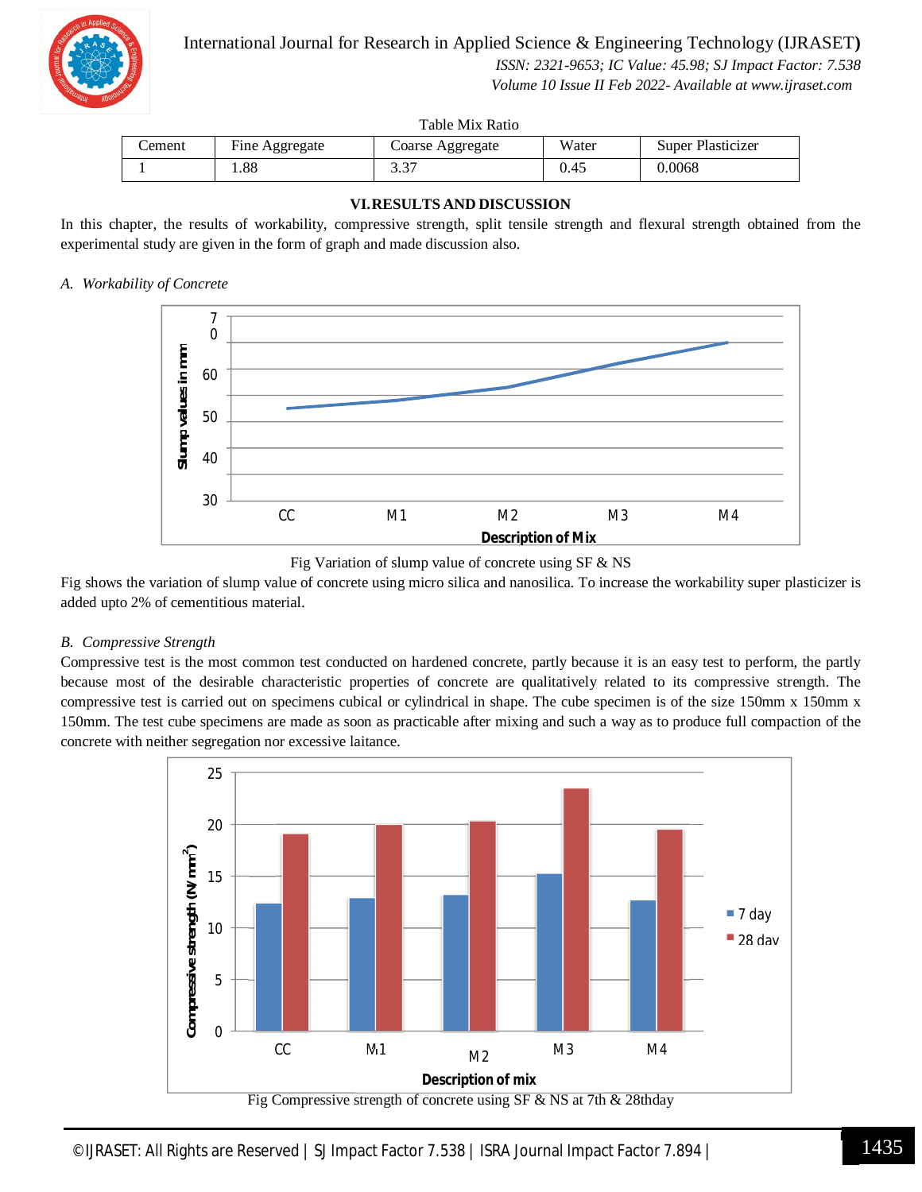Table Mix Ratio

| Cement | Fine Aggregate | Coarse Aggregate | Water | Super Plasticizer |
|---|---|---|---|---|
| 1 | 1.88 | 3.37 | 0.45 | 0.0068 |

## VI. RESULTS AND DISCUSSION

In this chapter, the results of workability, compressive strength, split tensile strength and flexural strength obtained from the experimental study are given in the form of graph and made discussion also.

### *A. Workability of Concrete*

Fig Variation of slump value of concrete using SF & NS

Fig shows the variation of slump value of concrete using micro silica and nanosilica. To increase the workability super plasticizer is added upto 2% of cementitious material.

### *B. Compressive Strength*

Compressive test is the most common test conducted on hardened concrete, partly because it is an easy test to perform, the partly because most of the desirable characteristic properties of concrete are qualitatively related to its compressive strength. The compressive test is carried out on specimens cubical or cylindrical in shape. The cube specimen is of the size 150mm x 150mm x 150mm. The test cube specimens are made as soon as practicable after mixing and such a way as to produce full compaction of the concrete with neither segregation nor excessive laitance.

Fig Compressive strength of concrete using SF & NS at 7th & 28thday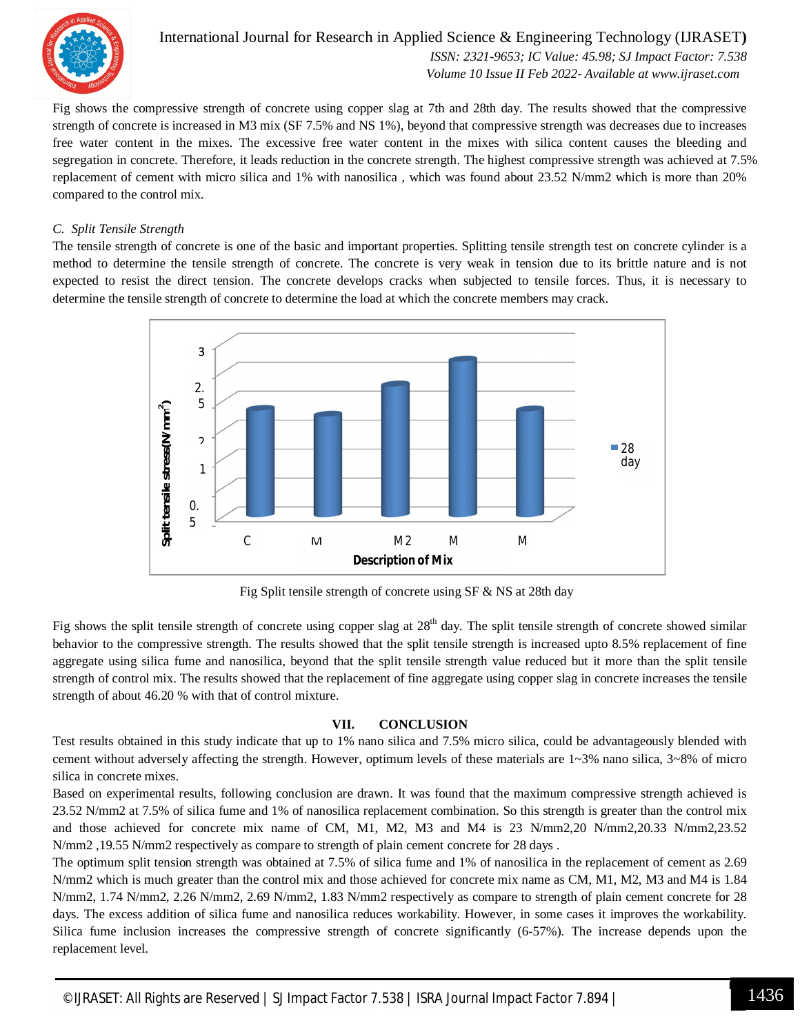Fig shows the compressive strength of concrete using copper slag at 7th and 28th day. The results showed that the compressive strength of concrete is increased in M3 mix (SF 7.5% and NS 1%), beyond that compressive strength was decreases due to increases free water content in the mixes. The excessive free water content in the mixes with silica content causes the bleeding and segregation in concrete. Therefore, it leads reduction in the concrete strength. The highest compressive strength was achieved at 7.5% replacement of cement with micro silica and 1% with nanosilica , which was found about 23.52 N/mm2 which is more than 20% compared to the control mix.

### *C. Split Tensile Strength*

The tensile strength of concrete is one of the basic and important properties. Splitting tensile strength test on concrete cylinder is a method to determine the tensile strength of concrete. The concrete is very weak in tension due to its brittle nature and is not expected to resist the direct tension. The concrete develops cracks when subjected to tensile forces. Thus, it is necessary to determine the tensile strength of concrete to determine the load at which the concrete members may crack.

Fig Split tensile strength of concrete using SF & NS at 28th day

Fig shows the split tensile strength of concrete using copper slag at 28th day. The split tensile strength of concrete showed similar behavior to the compressive strength. The results showed that the split tensile strength is increased upto 8.5% replacement of fine aggregate using silica fume and nanosilica, beyond that the split tensile strength value reduced but it more than the split tensile strength of control mix. The results showed that the replacement of fine aggregate using copper slag in concrete increases the tensile strength of about 46.20 % with that of control mixture.

## VII. CONCLUSION

Test results obtained in this study indicate that up to 1% nano silica and 7.5% micro silica, could be advantageously blended with cement without adversely affecting the strength. However, optimum levels of these materials are 1~3% nano silica, 3~8% of micro silica in concrete mixes.

Based on experimental results, following conclusion are drawn. It was found that the maximum compressive strength achieved is 23.52 N/mm2 at 7.5% of silica fume and 1% of nanosilica replacement combination. So this strength is greater than the control mix and those achieved for concrete mix name of CM, M1, M2, M3 and M4 is 23 N/mm2,20 N/mm2,20.33 N/mm2,23.52 N/mm2 ,19.55 N/mm2 respectively as compare to strength of plain cement concrete for 28 days .

The optimum split tension strength was obtained at 7.5% of silica fume and 1% of nanosilica in the replacement of cement as 2.69 N/mm2 which is much greater than the control mix and those achieved for concrete mix name as CM, M1, M2, M3 and M4 is 1.84 N/mm2, 1.74 N/mm2, 2.26 N/mm2, 2.69 N/mm2, 1.83 N/mm2 respectively as compare to strength of plain cement concrete for 28 days. The excess addition of silica fume and nanosilica reduces workability. However, in some cases it improves the workability. Silica fume inclusion increases the compressive strength of concrete significantly (6-57%). The increase depends upon the replacement level.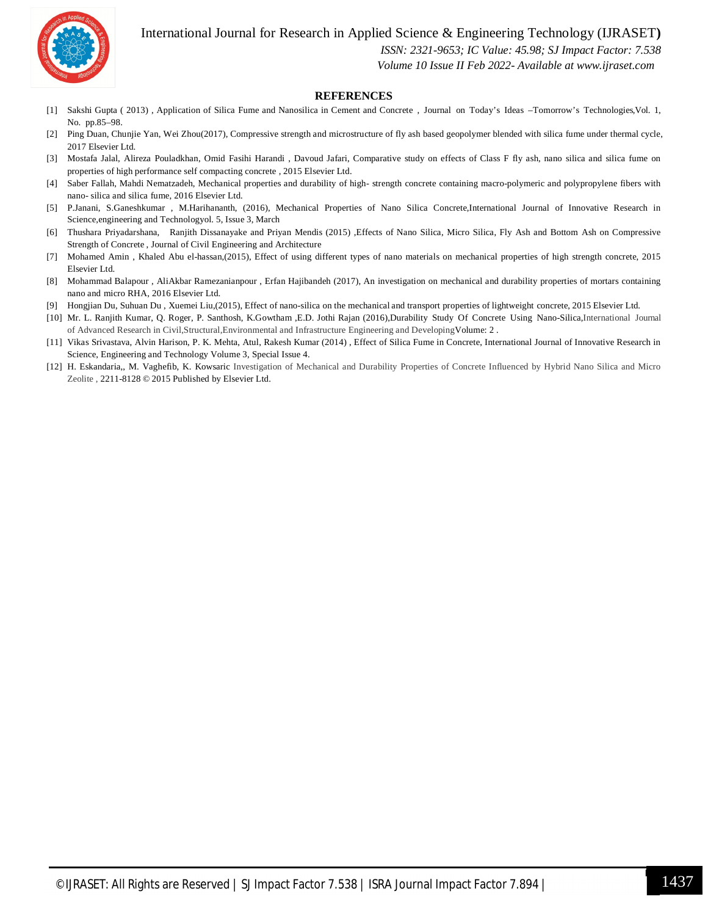## REFERENCES

[1] Sakshi Gupta ( 2013) , Application of Silica Fume and Nanosilica in Cement and Concrete , Journal on Today's Ideas –Tomorrow's Technologies,Vol. 1, No. pp.85–98.

[2] Ping Duan, Chunjie Yan, Wei Zhou(2017), Compressive strength and microstructure of fly ash based geopolymer blended with silica fume under thermal cycle, 2017 Elsevier Ltd.

[3] Mostafa Jalal, Alireza Pouladkhan, Omid Fasihi Harandi , Davoud Jafari, Comparative study on effects of Class F fly ash, nano silica and silica fume on properties of high performance self compacting concrete , 2015 Elsevier Ltd.

[4] Saber Fallah, Mahdi Nematzadeh, Mechanical properties and durability of high- strength concrete containing macro-polymeric and polypropylene fibers with nano- silica and silica fume, 2016 Elsevier Ltd.

[5] P.Janani, S.Ganeshkumar , M.Harihananth, (2016), Mechanical Properties of Nano Silica Concrete,International Journal of Innovative Research in Science,engineering and Technologyol. 5, Issue 3, March

[6] Thushara Priyadarshana, Ranjith Dissanayake and Priyan Mendis (2015) ,Effects of Nano Silica, Micro Silica, Fly Ash and Bottom Ash on Compressive Strength of Concrete , Journal of Civil Engineering and Architecture

[7] Mohamed Amin , Khaled Abu el-hassan,(2015), Effect of using different types of nano materials on mechanical properties of high strength concrete, 2015 Elsevier Ltd.

[8] Mohammad Balapour , AliAkbar Ramezanianpour , Erfan Hajibandeh (2017), An investigation on mechanical and durability properties of mortars containing nano and micro RHA, 2016 Elsevier Ltd.

[9] Hongjian Du, Suhuan Du , Xuemei Liu,(2015), Effect of nano-silica on the mechanical and transport properties of lightweight concrete, 2015 Elsevier Ltd.

[10] Mr. L. Ranjith Kumar, Q. Roger, P. Santhosh, K.Gowtham ,E.D. Jothi Rajan (2016),Durability Study Of Concrete Using Nano-Silica,International Journal of Advanced Research in Civil,Structural,Environmental and Infrastructure Engineering and DevelopingVolume: 2 .

[11] Vikas Srivastava, Alvin Harison, P. K. Mehta, Atul, Rakesh Kumar (2014) , Effect of Silica Fume in Concrete, International Journal of Innovative Research in Science, Engineering and Technology Volume 3, Special Issue 4.

[12] H. Eskandaria,, M. Vaghefib, K. Kowsaric Investigation of Mechanical and Durability Properties of Concrete Influenced by Hybrid Nano Silica and Micro Zeolite , 2211-8128 © 2015 Published by Elsevier Ltd.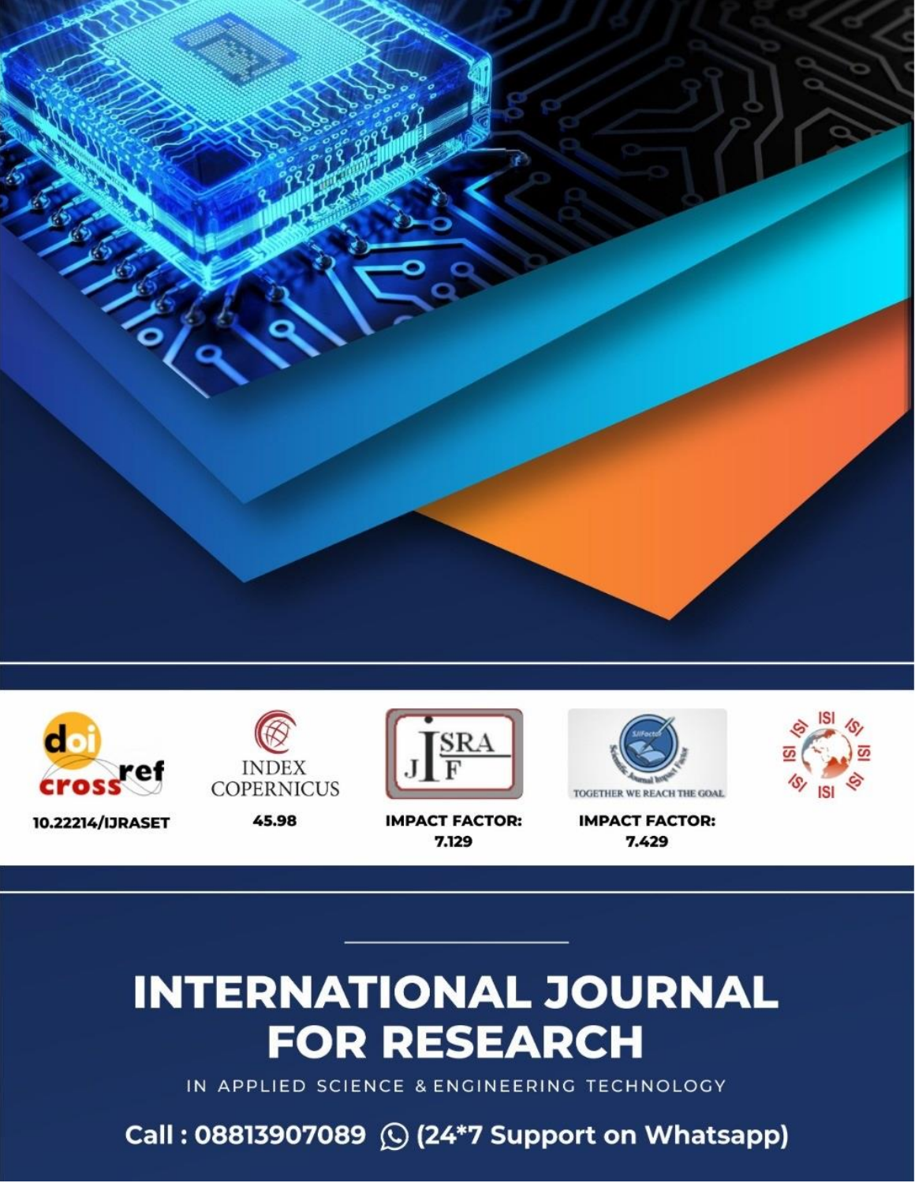10.22214/IJRASET

INDEX COPERNICUS

45.98

IMPACT FACTOR: 7.129

IMPACT FACTOR: 7.429

TOGETHER WE REACH THE GOAL

# INTERNATIONAL JOURNAL FOR RESEARCH

IN APPLIED SCIENCE & ENGINEERING TECHNOLOGY

Call : 08813907089 (24*7 Support on Whatsapp)